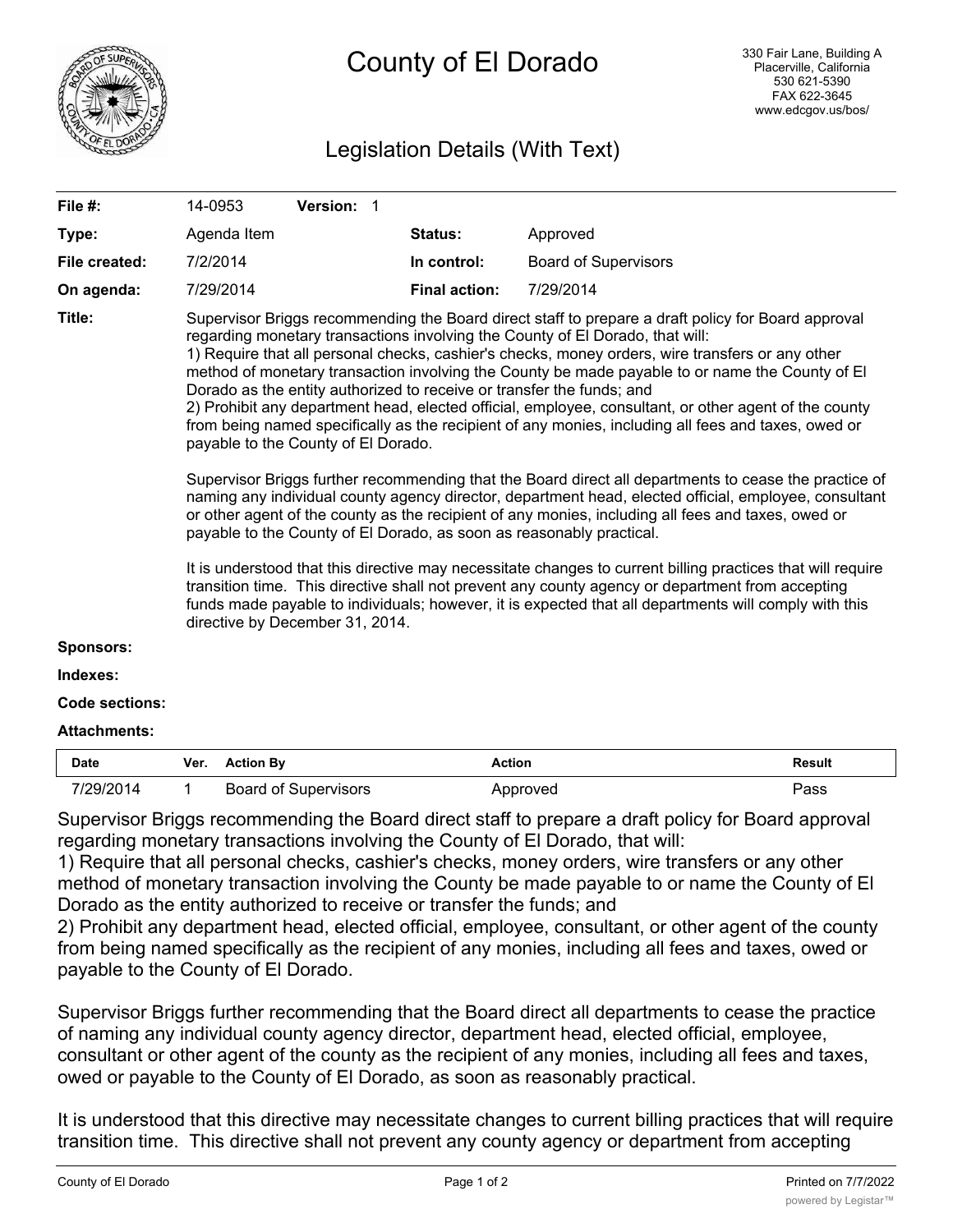# County of El Dorado

330 Fair Lane, Building A
Placerville, California
530 621-5390
FAX 622-3645
www.edcgov.us/bos/

## Legislation Details (With Text)

| | | | | |
|---|---|---|---|---|
| **File #:** | 14-0953 | **Version:** 1 | | |
| **Type:** | Agenda Item | | **Status:** | Approved |
| **File created:** | 7/2/2014 | | **In control:** | Board of Supervisors |
| **On agenda:** | 7/29/2014 | | **Final action:** | 7/29/2014 |

**Title:** Supervisor Briggs recommending the Board direct staff to prepare a draft policy for Board approval regarding monetary transactions involving the County of El Dorado, that will:
1) Require that all personal checks, cashier's checks, money orders, wire transfers or any other method of monetary transaction involving the County be made payable to or name the County of El Dorado as the entity authorized to receive or transfer the funds; and
2) Prohibit any department head, elected official, employee, consultant, or other agent of the county from being named specifically as the recipient of any monies, including all fees and taxes, owed or payable to the County of El Dorado.

Supervisor Briggs further recommending that the Board direct all departments to cease the practice of naming any individual county agency director, department head, elected official, employee, consultant or other agent of the county as the recipient of any monies, including all fees and taxes, owed or payable to the County of El Dorado, as soon as reasonably practical.

It is understood that this directive may necessitate changes to current billing practices that will require transition time. This directive shall not prevent any county agency or department from accepting funds made payable to individuals; however, it is expected that all departments will comply with this directive by December 31, 2014.

**Sponsors:**

**Indexes:**

**Code sections:**

**Attachments:**

| Date | Ver. | Action By | Action | Result |
|---|---|---|---|---|
| 7/29/2014 | 1 | Board of Supervisors | Approved | Pass |

Supervisor Briggs recommending the Board direct staff to prepare a draft policy for Board approval regarding monetary transactions involving the County of El Dorado, that will:
1) Require that all personal checks, cashier's checks, money orders, wire transfers or any other method of monetary transaction involving the County be made payable to or name the County of El Dorado as the entity authorized to receive or transfer the funds; and
2) Prohibit any department head, elected official, employee, consultant, or other agent of the county from being named specifically as the recipient of any monies, including all fees and taxes, owed or payable to the County of El Dorado.

Supervisor Briggs further recommending that the Board direct all departments to cease the practice of naming any individual county agency director, department head, elected official, employee, consultant or other agent of the county as the recipient of any monies, including all fees and taxes, owed or payable to the County of El Dorado, as soon as reasonably practical.

It is understood that this directive may necessitate changes to current billing practices that will require transition time. This directive shall not prevent any county agency or department from accepting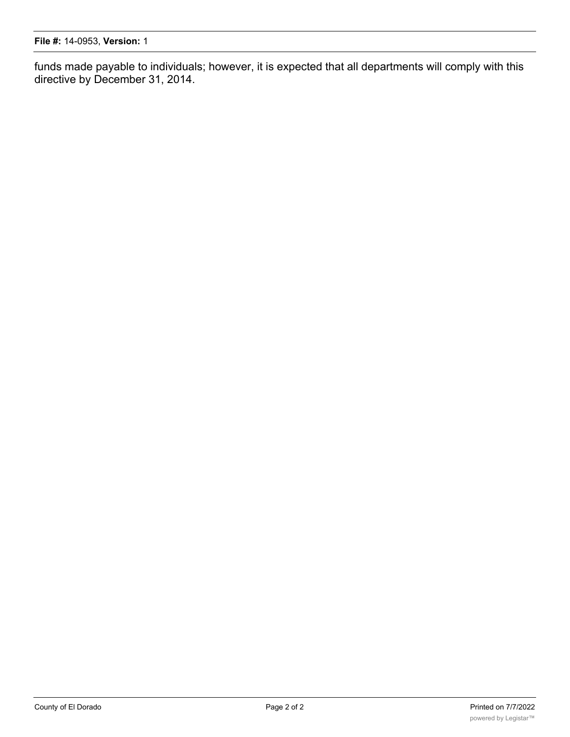funds made payable to individuals; however, it is expected that all departments will comply with this directive by December 31, 2014.